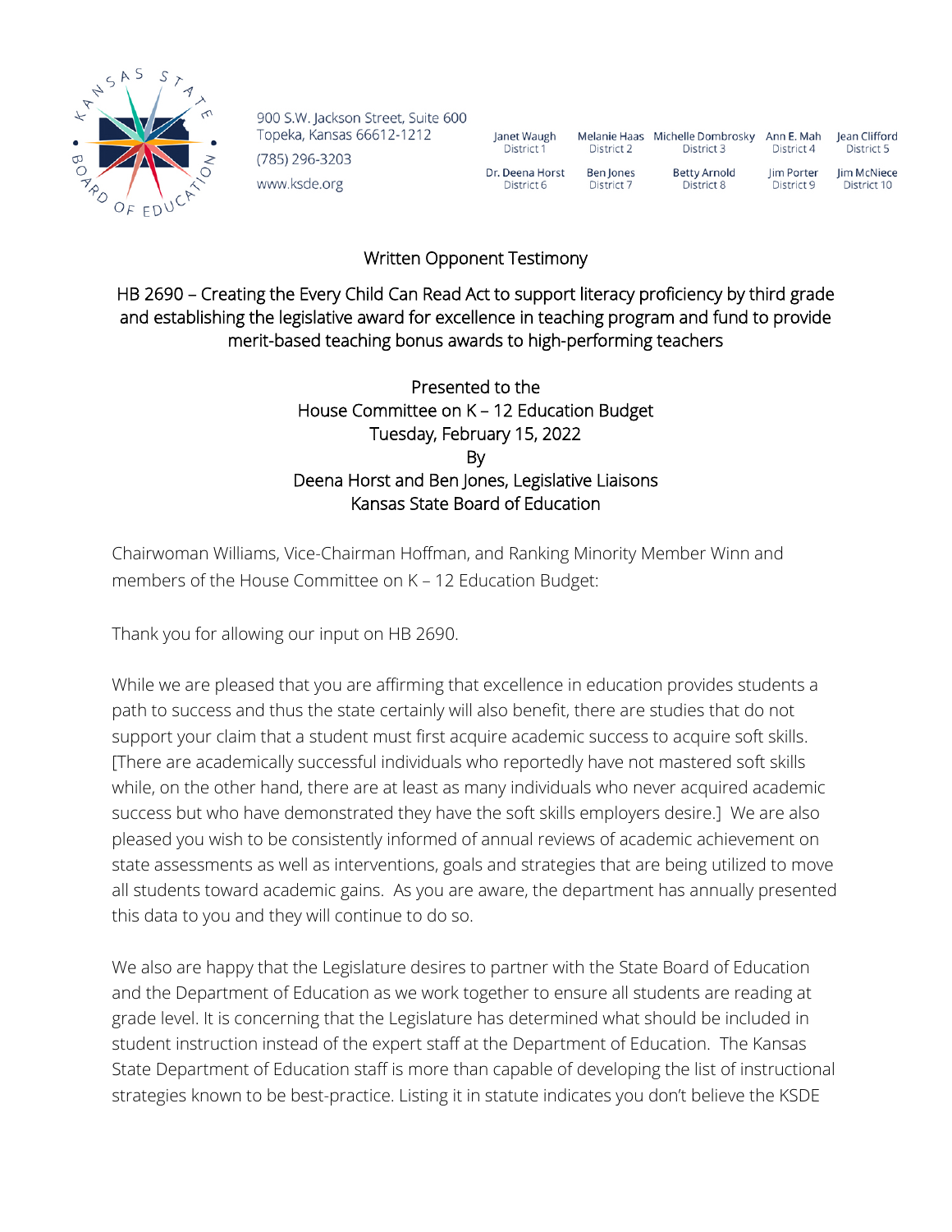900 S.W. Jackson Street, Suite 600
Topeka, Kansas 66612-1212
(785) 296-3203
www.ksde.org

| Janet Waugh District 1 | Melanie Haas District 2 | Michelle Dombrosky District 3 | Ann E. Mah District 4 | Jean Clifford District 5 |
|---|---|---|---|---|
| Dr. Deena Horst District 6 | Ben Jones District 7 | Betty Arnold District 8 | Jim Porter District 9 | Jim McNiece District 10 |

Written Opponent Testimony

HB 2690 – Creating the Every Child Can Read Act to support literacy proficiency by third grade and establishing the legislative award for excellence in teaching program and fund to provide merit-based teaching bonus awards to high-performing teachers

Presented to the
House Committee on K – 12 Education Budget
Tuesday, February 15, 2022
By
Deena Horst and Ben Jones, Legislative Liaisons
Kansas State Board of Education

Chairwoman Williams, Vice-Chairman Hoffman, and Ranking Minority Member Winn and members of the House Committee on K – 12 Education Budget:

Thank you for allowing our input on HB 2690.

While we are pleased that you are affirming that excellence in education provides students a path to success and thus the state certainly will also benefit, there are studies that do not support your claim that a student must first acquire academic success to acquire soft skills. [There are academically successful individuals who reportedly have not mastered soft skills while, on the other hand, there are at least as many individuals who never acquired academic success but who have demonstrated they have the soft skills employers desire.] We are also pleased you wish to be consistently informed of annual reviews of academic achievement on state assessments as well as interventions, goals and strategies that are being utilized to move all students toward academic gains. As you are aware, the department has annually presented this data to you and they will continue to do so.

We also are happy that the Legislature desires to partner with the State Board of Education and the Department of Education as we work together to ensure all students are reading at grade level. It is concerning that the Legislature has determined what should be included in student instruction instead of the expert staff at the Department of Education. The Kansas State Department of Education staff is more than capable of developing the list of instructional strategies known to be best-practice. Listing it in statute indicates you don't believe the KSDE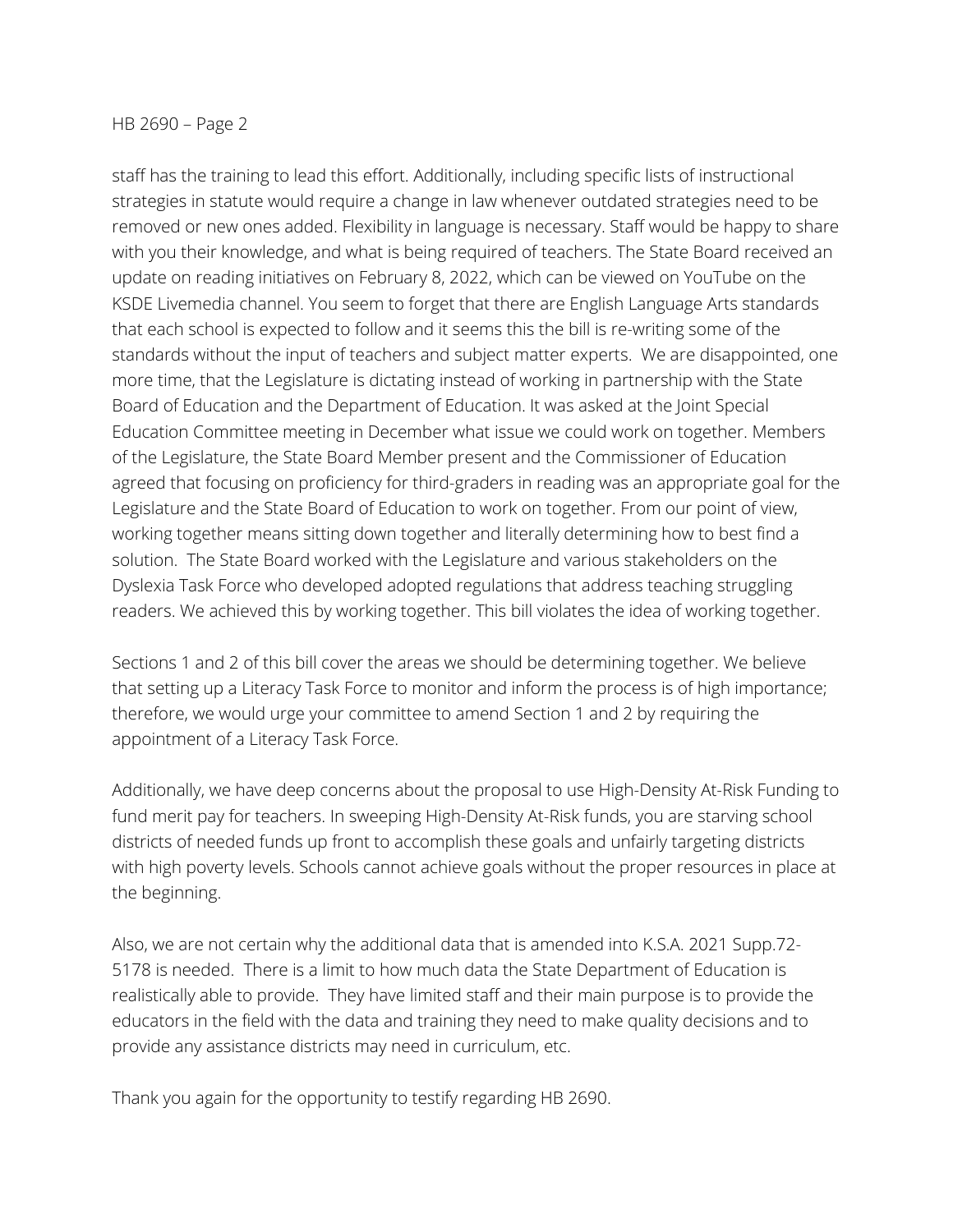staff has the training to lead this effort. Additionally, including specific lists of instructional strategies in statute would require a change in law whenever outdated strategies need to be removed or new ones added. Flexibility in language is necessary. Staff would be happy to share with you their knowledge, and what is being required of teachers. The State Board received an update on reading initiatives on February 8, 2022, which can be viewed on YouTube on the KSDE Livemedia channel. You seem to forget that there are English Language Arts standards that each school is expected to follow and it seems this the bill is re-writing some of the standards without the input of teachers and subject matter experts. We are disappointed, one more time, that the Legislature is dictating instead of working in partnership with the State Board of Education and the Department of Education. It was asked at the Joint Special Education Committee meeting in December what issue we could work on together. Members of the Legislature, the State Board Member present and the Commissioner of Education agreed that focusing on proficiency for third-graders in reading was an appropriate goal for the Legislature and the State Board of Education to work on together. From our point of view, working together means sitting down together and literally determining how to best find a solution. The State Board worked with the Legislature and various stakeholders on the Dyslexia Task Force who developed adopted regulations that address teaching struggling readers. We achieved this by working together. This bill violates the idea of working together.

Sections 1 and 2 of this bill cover the areas we should be determining together. We believe that setting up a Literacy Task Force to monitor and inform the process is of high importance; therefore, we would urge your committee to amend Section 1 and 2 by requiring the appointment of a Literacy Task Force.

Additionally, we have deep concerns about the proposal to use High-Density At-Risk Funding to fund merit pay for teachers. In sweeping High-Density At-Risk funds, you are starving school districts of needed funds up front to accomplish these goals and unfairly targeting districts with high poverty levels. Schools cannot achieve goals without the proper resources in place at the beginning.

Also, we are not certain why the additional data that is amended into K.S.A. 2021 Supp.72-5178 is needed. There is a limit to how much data the State Department of Education is realistically able to provide. They have limited staff and their main purpose is to provide the educators in the field with the data and training they need to make quality decisions and to provide any assistance districts may need in curriculum, etc.

Thank you again for the opportunity to testify regarding HB 2690.